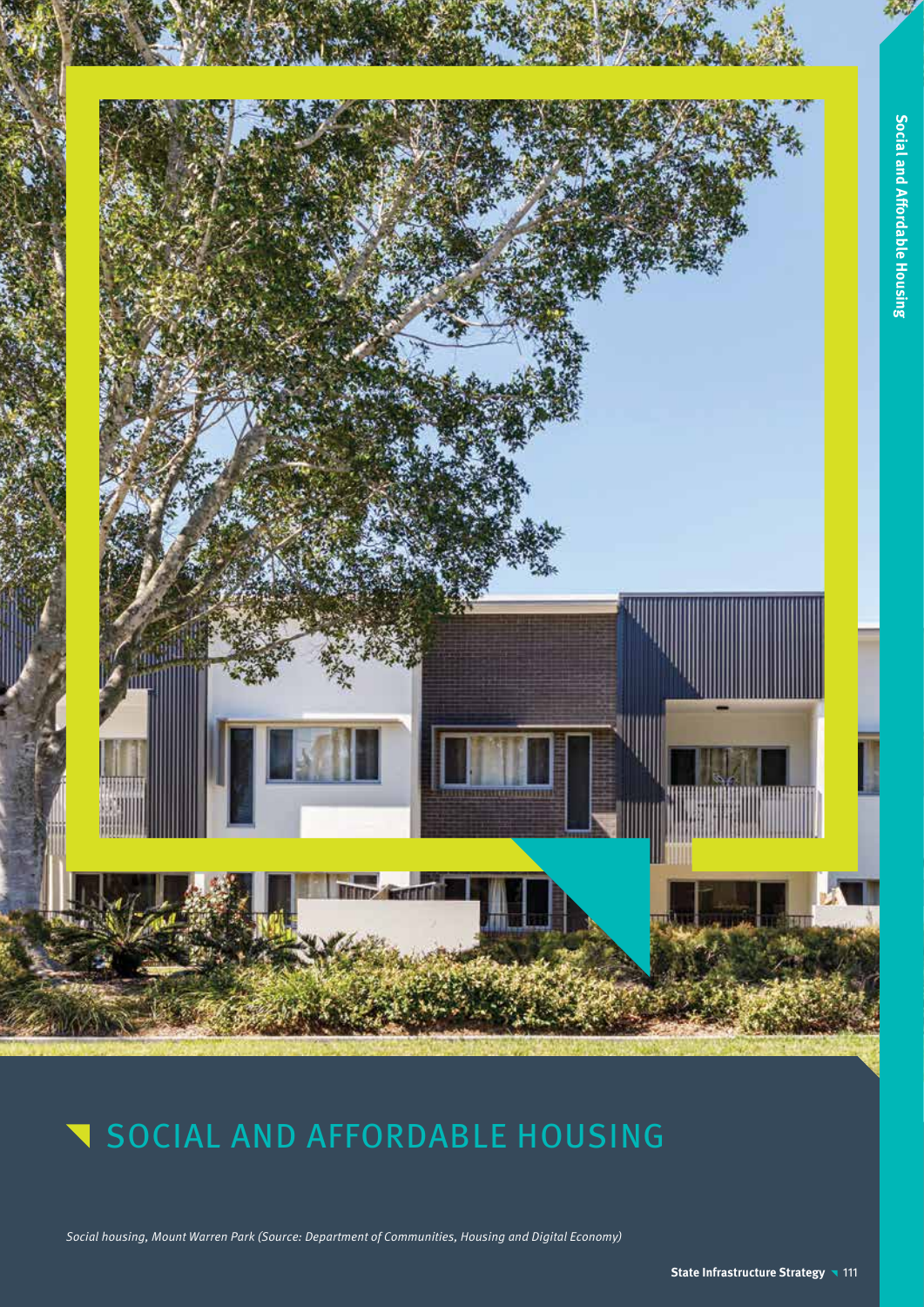# SOCIAL AND AFFORDABLE HOUSING

*Social housing, Mount Warren Park (Source: Department of Communities, Housing and Digital Economy)*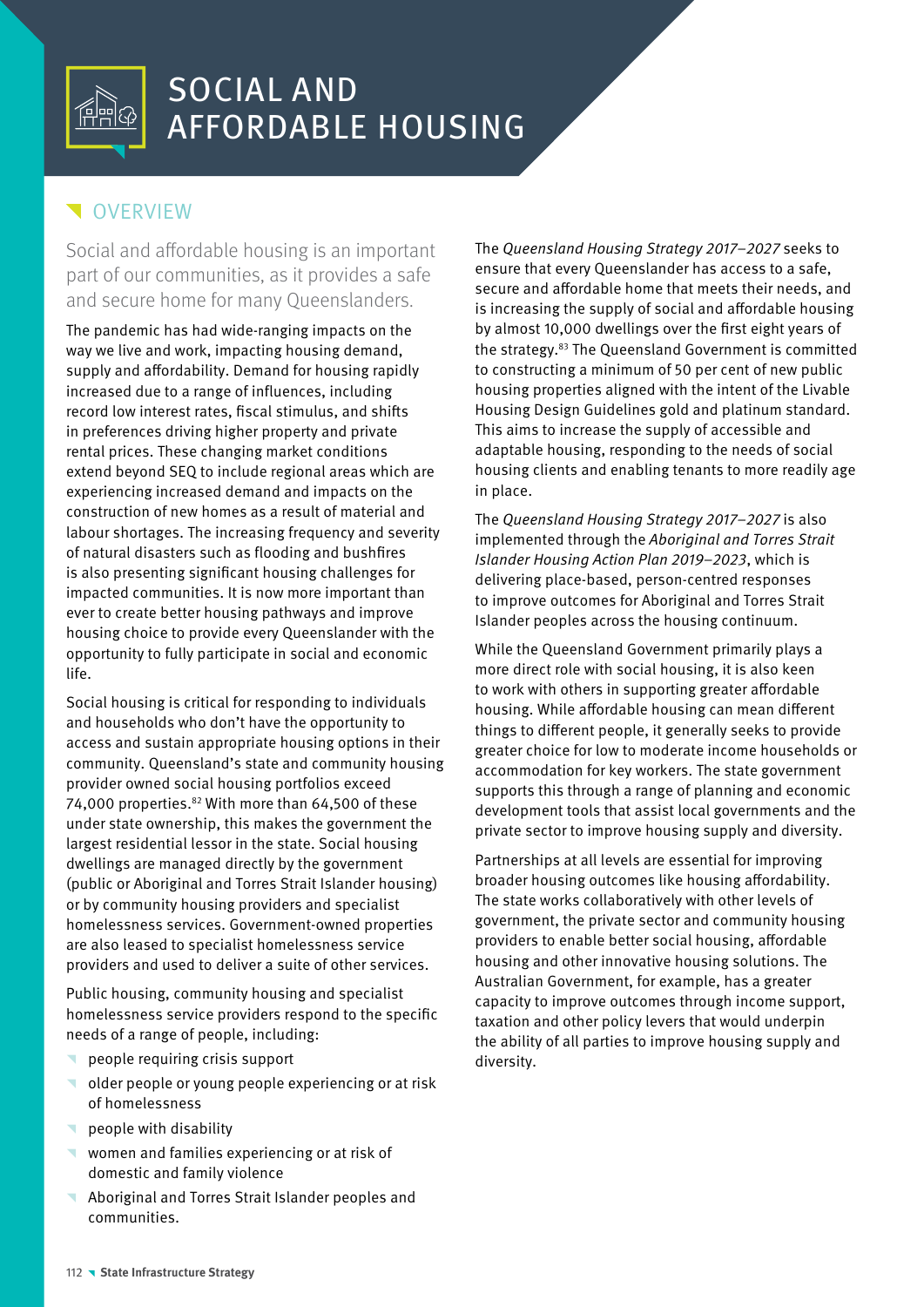# SOCIAL AND AFFORDABLE HOUSING

## OVERVIEW

Social and affordable housing is an important part of our communities, as it provides a safe and secure home for many Queenslanders.

The pandemic has had wide-ranging impacts on the way we live and work, impacting housing demand, supply and affordability. Demand for housing rapidly increased due to a range of influences, including record low interest rates, fiscal stimulus, and shifts in preferences driving higher property and private rental prices. These changing market conditions extend beyond SEQ to include regional areas which are experiencing increased demand and impacts on the construction of new homes as a result of material and labour shortages. The increasing frequency and severity of natural disasters such as flooding and bushfires is also presenting significant housing challenges for impacted communities. It is now more important than ever to create better housing pathways and improve housing choice to provide every Queenslander with the opportunity to fully participate in social and economic life.

Social housing is critical for responding to individuals and households who don't have the opportunity to access and sustain appropriate housing options in their community. Queensland's state and community housing provider owned social housing portfolios exceed 74,000 properties.[82] With more than 64,500 of these under state ownership, this makes the government the largest residential lessor in the state. Social housing dwellings are managed directly by the government (public or Aboriginal and Torres Strait Islander housing) or by community housing providers and specialist homelessness services. Government-owned properties are also leased to specialist homelessness service providers and used to deliver a suite of other services.

Public housing, community housing and specialist homelessness service providers respond to the specific needs of a range of people, including:

- people requiring crisis support
- older people or young people experiencing or at risk of homelessness
- people with disability
- women and families experiencing or at risk of domestic and family violence
- Aboriginal and Torres Strait Islander peoples and communities.

The *Queensland Housing Strategy 2017–2027* seeks to ensure that every Queenslander has access to a safe, secure and affordable home that meets their needs, and is increasing the supply of social and affordable housing by almost 10,000 dwellings over the first eight years of the strategy.[83] The Queensland Government is committed to constructing a minimum of 50 per cent of new public housing properties aligned with the intent of the Livable Housing Design Guidelines gold and platinum standard. This aims to increase the supply of accessible and adaptable housing, responding to the needs of social housing clients and enabling tenants to more readily age in place.

The *Queensland Housing Strategy 2017–2027* is also implemented through the *Aboriginal and Torres Strait Islander Housing Action Plan 2019–2023*, which is delivering place-based, person-centred responses to improve outcomes for Aboriginal and Torres Strait Islander peoples across the housing continuum.

While the Queensland Government primarily plays a more direct role with social housing, it is also keen to work with others in supporting greater affordable housing. While affordable housing can mean different things to different people, it generally seeks to provide greater choice for low to moderate income households or accommodation for key workers. The state government supports this through a range of planning and economic development tools that assist local governments and the private sector to improve housing supply and diversity.

Partnerships at all levels are essential for improving broader housing outcomes like housing affordability. The state works collaboratively with other levels of government, the private sector and community housing providers to enable better social housing, affordable housing and other innovative housing solutions. The Australian Government, for example, has a greater capacity to improve outcomes through income support, taxation and other policy levers that would underpin the ability of all parties to improve housing supply and diversity.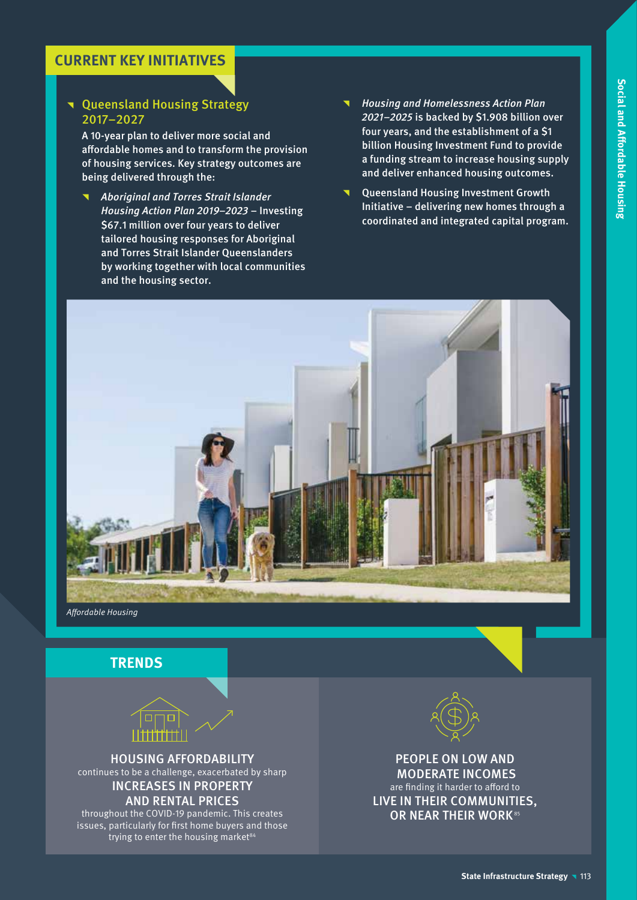## CURRENT KEY INITIATIVES

- **Queensland Housing Strategy 2017–2027**
  A 10-year plan to deliver more social and affordable homes and to transform the provision of housing services. Key strategy outcomes are being delivered through the:
  - *Aboriginal and Torres Strait Islander Housing Action Plan 2019–2023* – Investing $67.1 million over four years to deliver tailored housing responses for Aboriginal and Torres Strait Islander Queenslanders by working together with local communities and the housing sector.
- *Housing and Homelessness Action Plan 2021–2025* is backed by $1.908 billion over four years, and the establishment of a $1 billion Housing Investment Fund to provide a funding stream to increase housing supply and deliver enhanced housing outcomes.
- Queensland Housing Investment Growth Initiative – delivering new homes through a coordinated and integrated capital program.

*Affordable Housing*

## TRENDS

**HOUSING AFFORDABILITY** continues to be a challenge, exacerbated by sharp **INCREASES IN PROPERTY AND RENTAL PRICES** throughout the COVID-19 pandemic. This creates issues, particularly for first home buyers and those trying to enter the housing market[84]

**PEOPLE ON LOW AND MODERATE INCOMES** are finding it harder to afford to **LIVE IN THEIR COMMUNITIES, OR NEAR THEIR WORK**[85]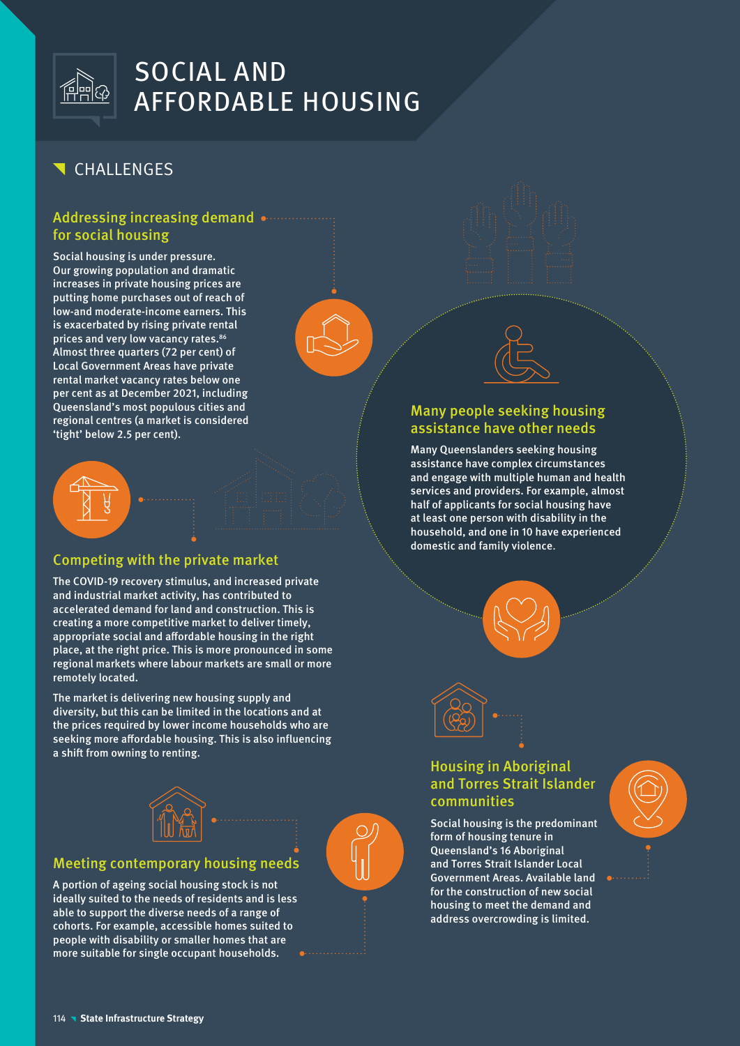# SOCIAL AND AFFORDABLE HOUSING

## CHALLENGES

### Addressing increasing demand for social housing

Social housing is under pressure. Our growing population and dramatic increases in private housing prices are putting home purchases out of reach of low-and moderate-income earners. This is exacerbated by rising private rental prices and very low vacancy rates.[86] Almost three quarters (72 per cent) of Local Government Areas have private rental market vacancy rates below one per cent as at December 2021, including Queensland's most populous cities and regional centres (a market is considered 'tight' below 2.5 per cent).

### Competing with the private market

The COVID-19 recovery stimulus, and increased private and industrial market activity, has contributed to accelerated demand for land and construction. This is creating a more competitive market to deliver timely, appropriate social and affordable housing in the right place, at the right price. This is more pronounced in some regional markets where labour markets are small or more remotely located.

The market is delivering new housing supply and diversity, but this can be limited in the locations and at the prices required by lower income households who are seeking more affordable housing. This is also influencing a shift from owning to renting.

### Meeting contemporary housing needs

A portion of ageing social housing stock is not ideally suited to the needs of residents and is less able to support the diverse needs of a range of cohorts. For example, accessible homes suited to people with disability or smaller homes that are more suitable for single occupant households.

### Many people seeking housing assistance have other needs

Many Queenslanders seeking housing assistance have complex circumstances and engage with multiple human and health services and providers. For example, almost half of applicants for social housing have at least one person with disability in the household, and one in 10 have experienced domestic and family violence.

### Housing in Aboriginal and Torres Strait Islander communities

Social housing is the predominant form of housing tenure in Queensland's 16 Aboriginal and Torres Strait Islander Local Government Areas. Available land for the construction of new social housing to meet the demand and address overcrowding is limited.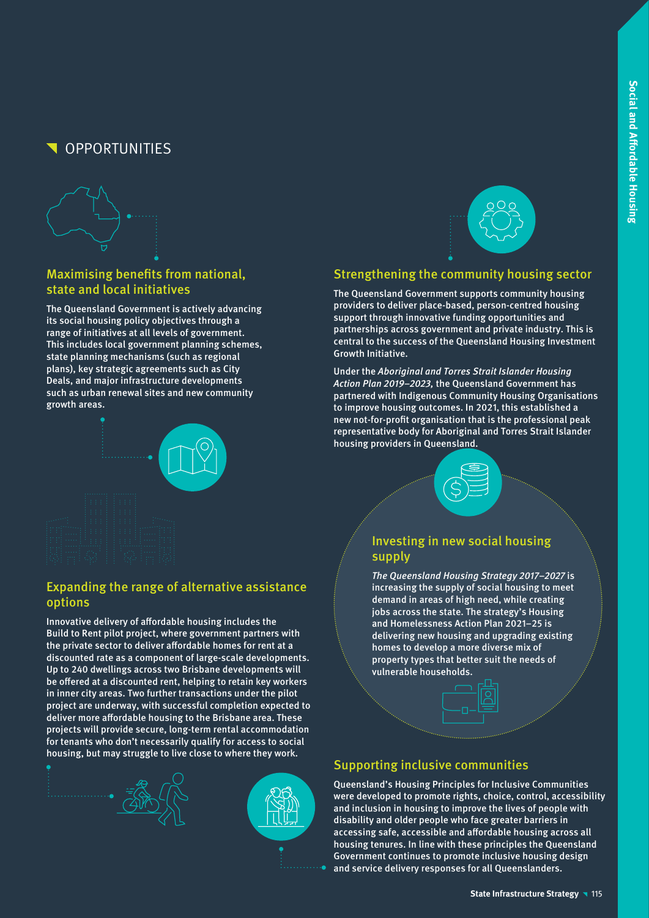## OPPORTUNITIES

### Maximising benefits from national, state and local initiatives

The Queensland Government is actively advancing its social housing policy objectives through a range of initiatives at all levels of government. This includes local government planning schemes, state planning mechanisms (such as regional plans), key strategic agreements such as City Deals, and major infrastructure developments such as urban renewal sites and new community growth areas.

### Expanding the range of alternative assistance options

Innovative delivery of affordable housing includes the Build to Rent pilot project, where government partners with the private sector to deliver affordable homes for rent at a discounted rate as a component of large-scale developments. Up to 240 dwellings across two Brisbane developments will be offered at a discounted rent, helping to retain key workers in inner city areas. Two further transactions under the pilot project are underway, with successful completion expected to deliver more affordable housing to the Brisbane area. These projects will provide secure, long-term rental accommodation for tenants who don't necessarily qualify for access to social housing, but may struggle to live close to where they work.

### Strengthening the community housing sector

The Queensland Government supports community housing providers to deliver place-based, person-centred housing support through innovative funding opportunities and partnerships across government and private industry. This is central to the success of the Queensland Housing Investment Growth Initiative.

Under the *Aboriginal and Torres Strait Islander Housing Action Plan 2019–2023,* the Queensland Government has partnered with Indigenous Community Housing Organisations to improve housing outcomes. In 2021, this established a new not-for-profit organisation that is the professional peak representative body for Aboriginal and Torres Strait Islander housing providers in Queensland.

### Investing in new social housing supply

*The Queensland Housing Strategy 2017–2027* is increasing the supply of social housing to meet demand in areas of high need, while creating jobs across the state. The strategy's Housing and Homelessness Action Plan 2021–25 is delivering new housing and upgrading existing homes to develop a more diverse mix of property types that better suit the needs of vulnerable households.

### Supporting inclusive communities

Queensland's Housing Principles for Inclusive Communities were developed to promote rights, choice, control, accessibility and inclusion in housing to improve the lives of people with disability and older people who face greater barriers in accessing safe, accessible and affordable housing across all housing tenures. In line with these principles the Queensland Government continues to promote inclusive housing design and service delivery responses for all Queenslanders.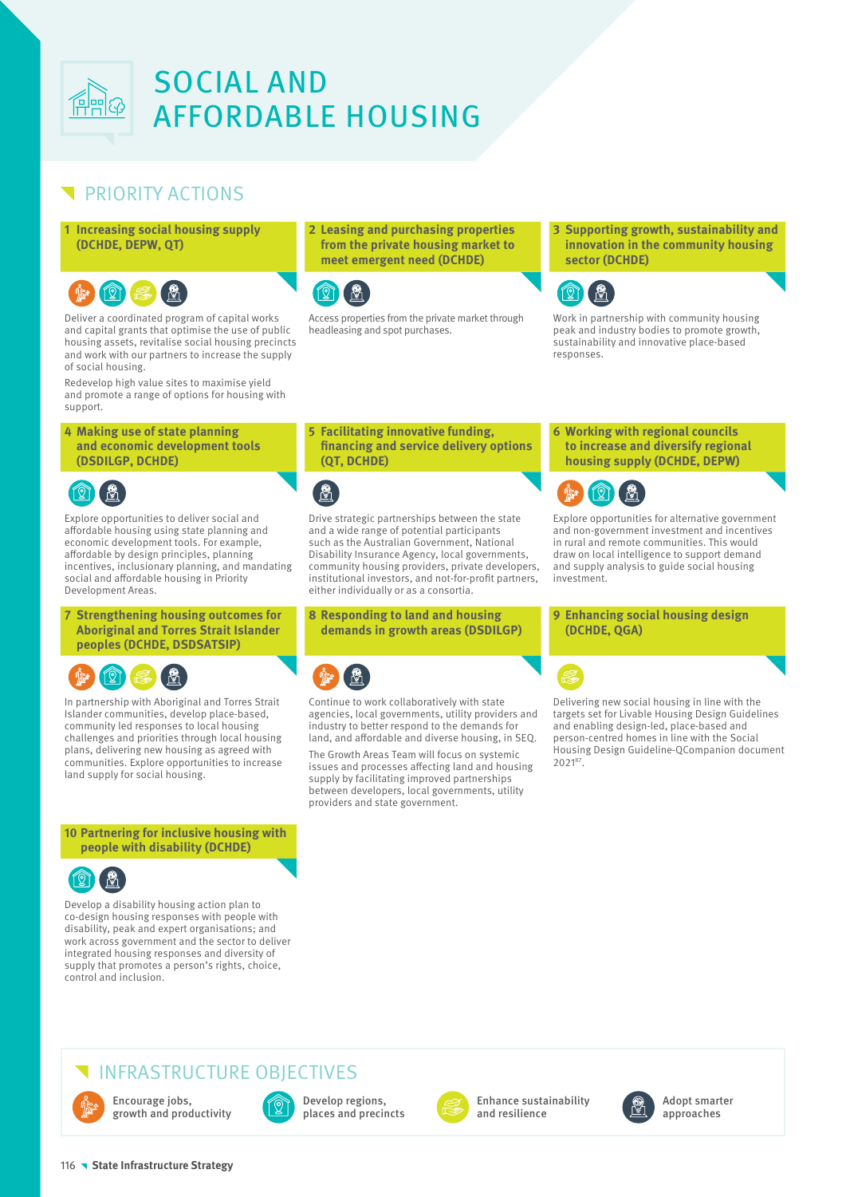# SOCIAL AND AFFORDABLE HOUSING

## PRIORITY ACTIONS

### 1 Increasing social housing supply (DCHDE, DEPW, QT)

Deliver a coordinated program of capital works and capital grants that optimise the use of public housing assets, revitalise social housing precincts and work with our partners to increase the supply of social housing.

Redevelop high value sites to maximise yield and promote a range of options for housing with support.

### 2 Leasing and purchasing properties from the private housing market to meet emergent need (DCHDE)

Access properties from the private market through headleasing and spot purchases.

### 3 Supporting growth, sustainability and innovation in the community housing sector (DCHDE)

Work in partnership with community housing peak and industry bodies to promote growth, sustainability and innovative place-based responses.

### 4 Making use of state planning and economic development tools (DSDILGP, DCHDE)

Explore opportunities to deliver social and affordable housing using state planning and economic development tools. For example, affordable by design principles, planning incentives, inclusionary planning, and mandating social and affordable housing in Priority Development Areas.

### 5 Facilitating innovative funding, financing and service delivery options (QT, DCHDE)

Drive strategic partnerships between the state and a wide range of potential participants such as the Australian Government, National Disability Insurance Agency, local governments, community housing providers, private developers, institutional investors, and not-for-profit partners, either individually or as a consortia.

### 6 Working with regional councils to increase and diversify regional housing supply (DCHDE, DEPW)

Explore opportunities for alternative government and non-government investment and incentives in rural and remote communities. This would draw on local intelligence to support demand and supply analysis to guide social housing investment.

### 7 Strengthening housing outcomes for Aboriginal and Torres Strait Islander peoples (DCHDE, DSDSATSIP)

In partnership with Aboriginal and Torres Strait Islander communities, develop place-based, community led responses to local housing challenges and priorities through local housing plans, delivering new housing as agreed with communities. Explore opportunities to increase land supply for social housing.

### 8 Responding to land and housing demands in growth areas (DSDILGP)

Continue to work collaboratively with state agencies, local governments, utility providers and industry to better respond to the demands for land, and affordable and diverse housing, in SEQ.

The Growth Areas Team will focus on systemic issues and processes affecting land and housing supply by facilitating improved partnerships between developers, local governments, utility providers and state government.

### 9 Enhancing social housing design (DCHDE, QGA)

Delivering new social housing in line with the targets set for Livable Housing Design Guidelines and enabling design-led, place-based and person-centred homes in line with the Social Housing Design Guideline-QCompanion document 2021[87].

### 10 Partnering for inclusive housing with people with disability (DCHDE)

Develop a disability housing action plan to co-design housing responses with people with disability, peak and expert organisations; and work across government and the sector to deliver integrated housing responses and diversity of supply that promotes a person's rights, choice, control and inclusion.

## INFRASTRUCTURE OBJECTIVES

- Encourage jobs, growth and productivity
- Develop regions, places and precincts
- Enhance sustainability and resilience
- Adopt smarter approaches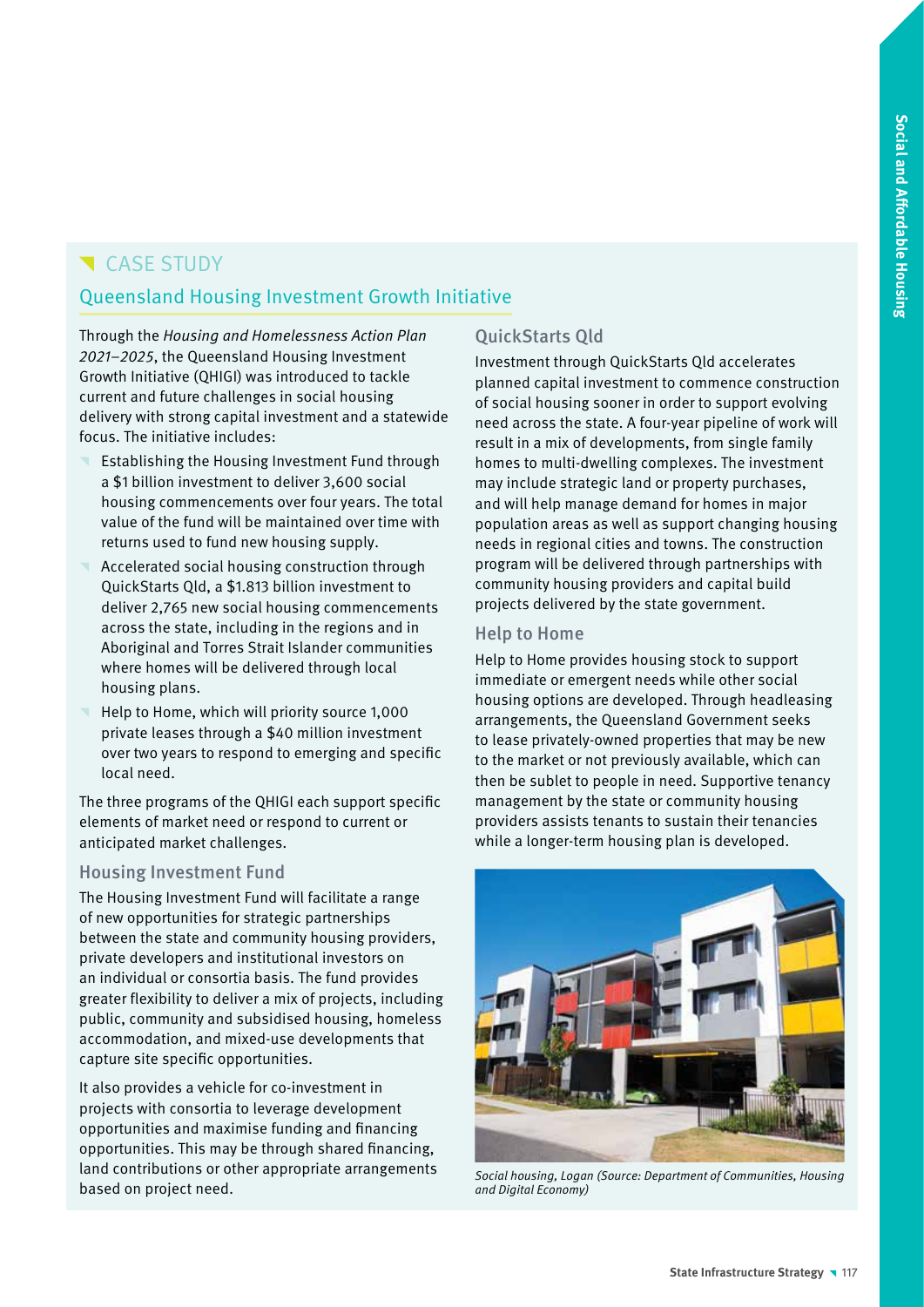## CASE STUDY

### Queensland Housing Investment Growth Initiative

Through the *Housing and Homelessness Action Plan 2021–2025*, the Queensland Housing Investment Growth Initiative (QHIGI) was introduced to tackle current and future challenges in social housing delivery with strong capital investment and a statewide focus. The initiative includes:

- Establishing the Housing Investment Fund through a $1 billion investment to deliver 3,600 social housing commencements over four years. The total value of the fund will be maintained over time with returns used to fund new housing supply.
- Accelerated social housing construction through QuickStarts Qld, a $1.813 billion investment to deliver 2,765 new social housing commencements across the state, including in the regions and in Aboriginal and Torres Strait Islander communities where homes will be delivered through local housing plans.
- Help to Home, which will priority source 1,000 private leases through a $40 million investment over two years to respond to emerging and specific local need.

The three programs of the QHIGI each support specific elements of market need or respond to current or anticipated market challenges.

#### Housing Investment Fund

The Housing Investment Fund will facilitate a range of new opportunities for strategic partnerships between the state and community housing providers, private developers and institutional investors on an individual or consortia basis. The fund provides greater flexibility to deliver a mix of projects, including public, community and subsidised housing, homeless accommodation, and mixed-use developments that capture site specific opportunities.

It also provides a vehicle for co-investment in projects with consortia to leverage development opportunities and maximise funding and financing opportunities. This may be through shared financing, land contributions or other appropriate arrangements based on project need.

#### QuickStarts Qld

Investment through QuickStarts Qld accelerates planned capital investment to commence construction of social housing sooner in order to support evolving need across the state. A four-year pipeline of work will result in a mix of developments, from single family homes to multi-dwelling complexes. The investment may include strategic land or property purchases, and will help manage demand for homes in major population areas as well as support changing housing needs in regional cities and towns. The construction program will be delivered through partnerships with community housing providers and capital build projects delivered by the state government.

#### Help to Home

Help to Home provides housing stock to support immediate or emergent needs while other social housing options are developed. Through headleasing arrangements, the Queensland Government seeks to lease privately-owned properties that may be new to the market or not previously available, which can then be sublet to people in need. Supportive tenancy management by the state or community housing providers assists tenants to sustain their tenancies while a longer-term housing plan is developed.

*Social housing, Logan (Source: Department of Communities, Housing and Digital Economy)*